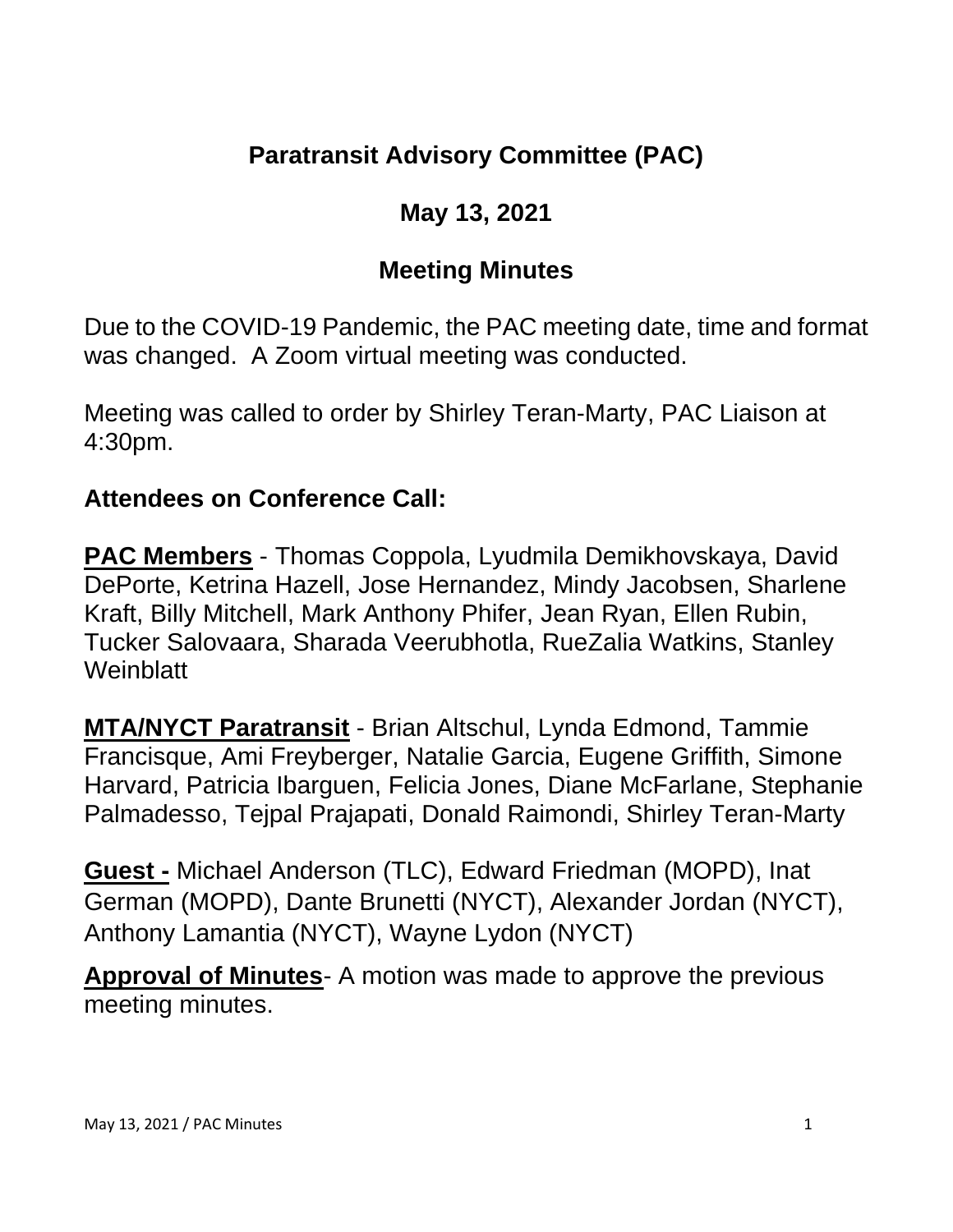# Paratransit Advisory Committee (PAC)

## May 13, 2021

## Meeting Minutes

Due to the COVID-19 Pandemic, the PAC meeting date, time and format was changed. A Zoom virtual meeting was conducted.

Meeting was called to order by Shirley Teran-Marty, PAC Liaison at 4:30pm.

### Attendees on Conference Call:

**PAC Members** - Thomas Coppola, Lyudmila Demikhovskaya, David DePorte, Ketrina Hazell, Jose Hernandez, Mindy Jacobsen, Sharlene Kraft, Billy Mitchell, Mark Anthony Phifer, Jean Ryan, Ellen Rubin, Tucker Salovaara, Sharada Veerubhotla, RueZalia Watkins, Stanley Weinblatt

**MTA/NYCT Paratransit** - Brian Altschul, Lynda Edmond, Tammie Francisque, Ami Freyberger, Natalie Garcia, Eugene Griffith, Simone Harvard, Patricia Ibarguen, Felicia Jones, Diane McFarlane, Stephanie Palmadesso, Tejpal Prajapati, Donald Raimondi, Shirley Teran-Marty

**Guest -** Michael Anderson (TLC), Edward Friedman (MOPD), Inat German (MOPD), Dante Brunetti (NYCT), Alexander Jordan (NYCT), Anthony Lamantia (NYCT), Wayne Lydon (NYCT)

**Approval of Minutes**- A motion was made to approve the previous meeting minutes.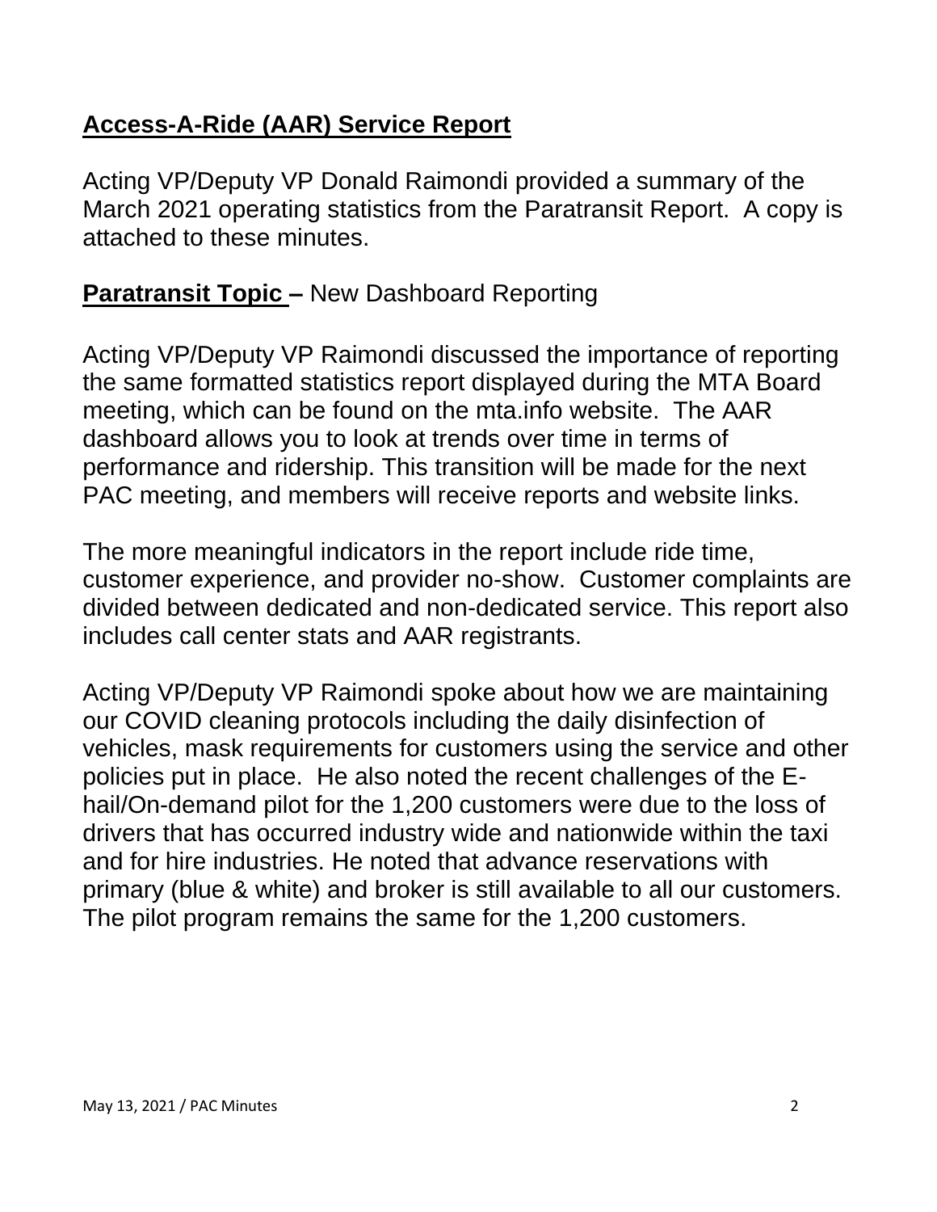## **Access-A-Ride (AAR) Service Report**

Acting VP/Deputy VP Donald Raimondi provided a summary of the March 2021 operating statistics from the Paratransit Report. A copy is attached to these minutes.

**Paratransit Topic –** New Dashboard Reporting

Acting VP/Deputy VP Raimondi discussed the importance of reporting the same formatted statistics report displayed during the MTA Board meeting, which can be found on the mta.info website. The AAR dashboard allows you to look at trends over time in terms of performance and ridership. This transition will be made for the next PAC meeting, and members will receive reports and website links.

The more meaningful indicators in the report include ride time, customer experience, and provider no-show. Customer complaints are divided between dedicated and non-dedicated service. This report also includes call center stats and AAR registrants.

Acting VP/Deputy VP Raimondi spoke about how we are maintaining our COVID cleaning protocols including the daily disinfection of vehicles, mask requirements for customers using the service and other policies put in place. He also noted the recent challenges of the E-hail/On-demand pilot for the 1,200 customers were due to the loss of drivers that has occurred industry wide and nationwide within the taxi and for hire industries. He noted that advance reservations with primary (blue & white) and broker is still available to all our customers. The pilot program remains the same for the 1,200 customers.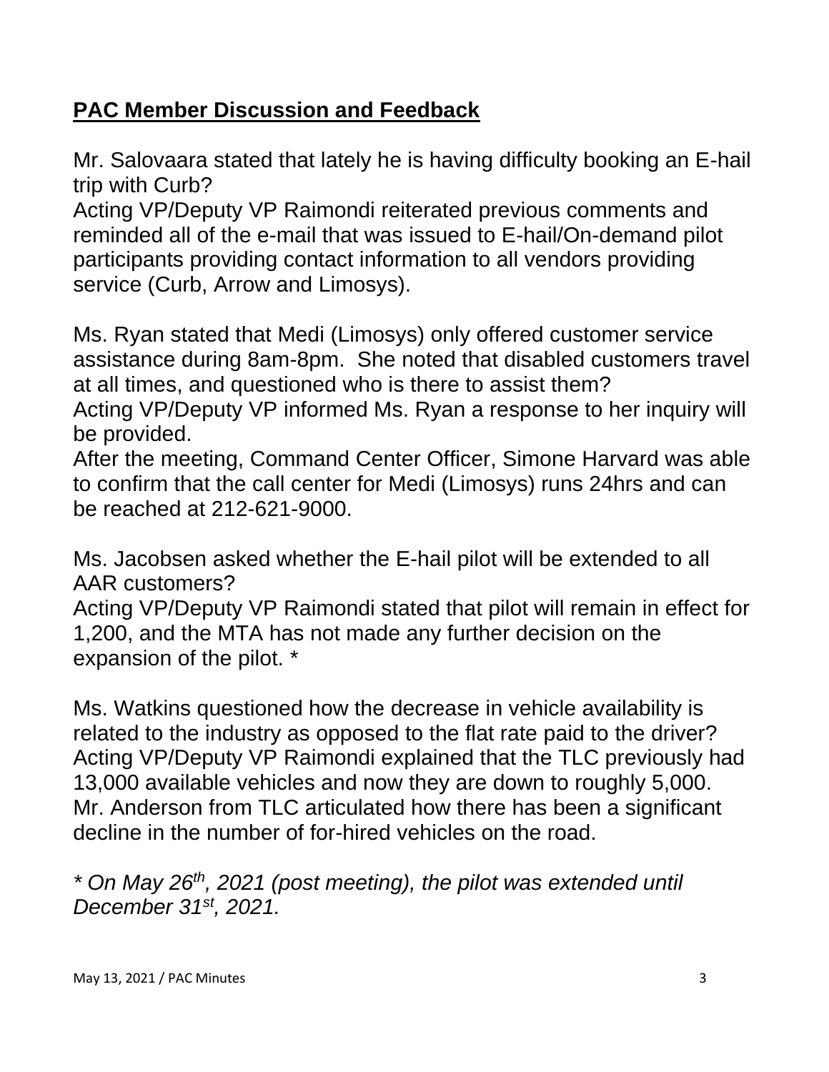**PAC Member Discussion and Feedback**

Mr. Salovaara stated that lately he is having difficulty booking an E-hail trip with Curb?
Acting VP/Deputy VP Raimondi reiterated previous comments and reminded all of the e-mail that was issued to E-hail/On-demand pilot participants providing contact information to all vendors providing service (Curb, Arrow and Limosys).

Ms. Ryan stated that Medi (Limosys) only offered customer service assistance during 8am-8pm. She noted that disabled customers travel at all times, and questioned who is there to assist them?
Acting VP/Deputy VP informed Ms. Ryan a response to her inquiry will be provided.
After the meeting, Command Center Officer, Simone Harvard was able to confirm that the call center for Medi (Limosys) runs 24hrs and can be reached at 212-621-9000.

Ms. Jacobsen asked whether the E-hail pilot will be extended to all AAR customers?
Acting VP/Deputy VP Raimondi stated that pilot will remain in effect for 1,200, and the MTA has not made any further decision on the expansion of the pilot. *

Ms. Watkins questioned how the decrease in vehicle availability is related to the industry as opposed to the flat rate paid to the driver?
Acting VP/Deputy VP Raimondi explained that the TLC previously had 13,000 available vehicles and now they are down to roughly 5,000.
Mr. Anderson from TLC articulated how there has been a significant decline in the number of for-hired vehicles on the road.

*\* On May 26th, 2021 (post meeting), the pilot was extended until December 31st, 2021.*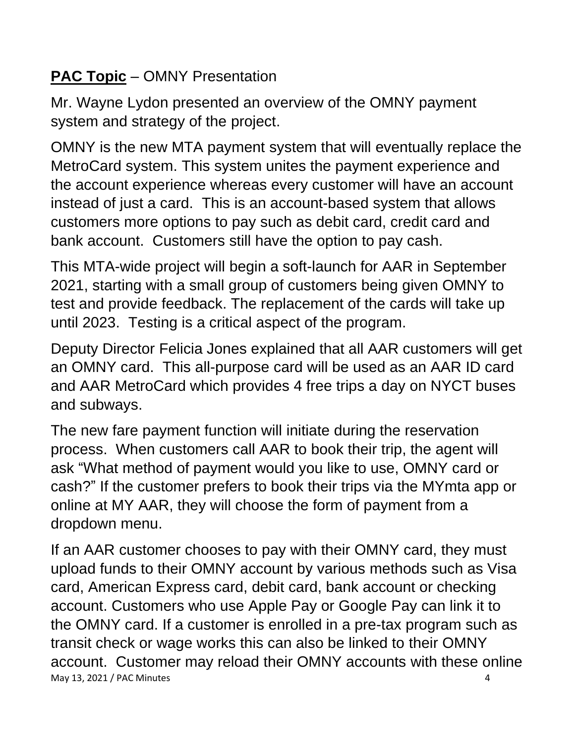**PAC Topic** – OMNY Presentation

Mr. Wayne Lydon presented an overview of the OMNY payment system and strategy of the project.

OMNY is the new MTA payment system that will eventually replace the MetroCard system. This system unites the payment experience and the account experience whereas every customer will have an account instead of just a card. This is an account-based system that allows customers more options to pay such as debit card, credit card and bank account. Customers still have the option to pay cash.

This MTA-wide project will begin a soft-launch for AAR in September 2021, starting with a small group of customers being given OMNY to test and provide feedback. The replacement of the cards will take up until 2023. Testing is a critical aspect of the program.

Deputy Director Felicia Jones explained that all AAR customers will get an OMNY card. This all-purpose card will be used as an AAR ID card and AAR MetroCard which provides 4 free trips a day on NYCT buses and subways.

The new fare payment function will initiate during the reservation process. When customers call AAR to book their trip, the agent will ask "What method of payment would you like to use, OMNY card or cash?" If the customer prefers to book their trips via the MYmta app or online at MY AAR, they will choose the form of payment from a dropdown menu.

If an AAR customer chooses to pay with their OMNY card, they must upload funds to their OMNY account by various methods such as Visa card, American Express card, debit card, bank account or checking account. Customers who use Apple Pay or Google Pay can link it to the OMNY card. If a customer is enrolled in a pre-tax program such as transit check or wage works this can also be linked to their OMNY account. Customer may reload their OMNY accounts with these online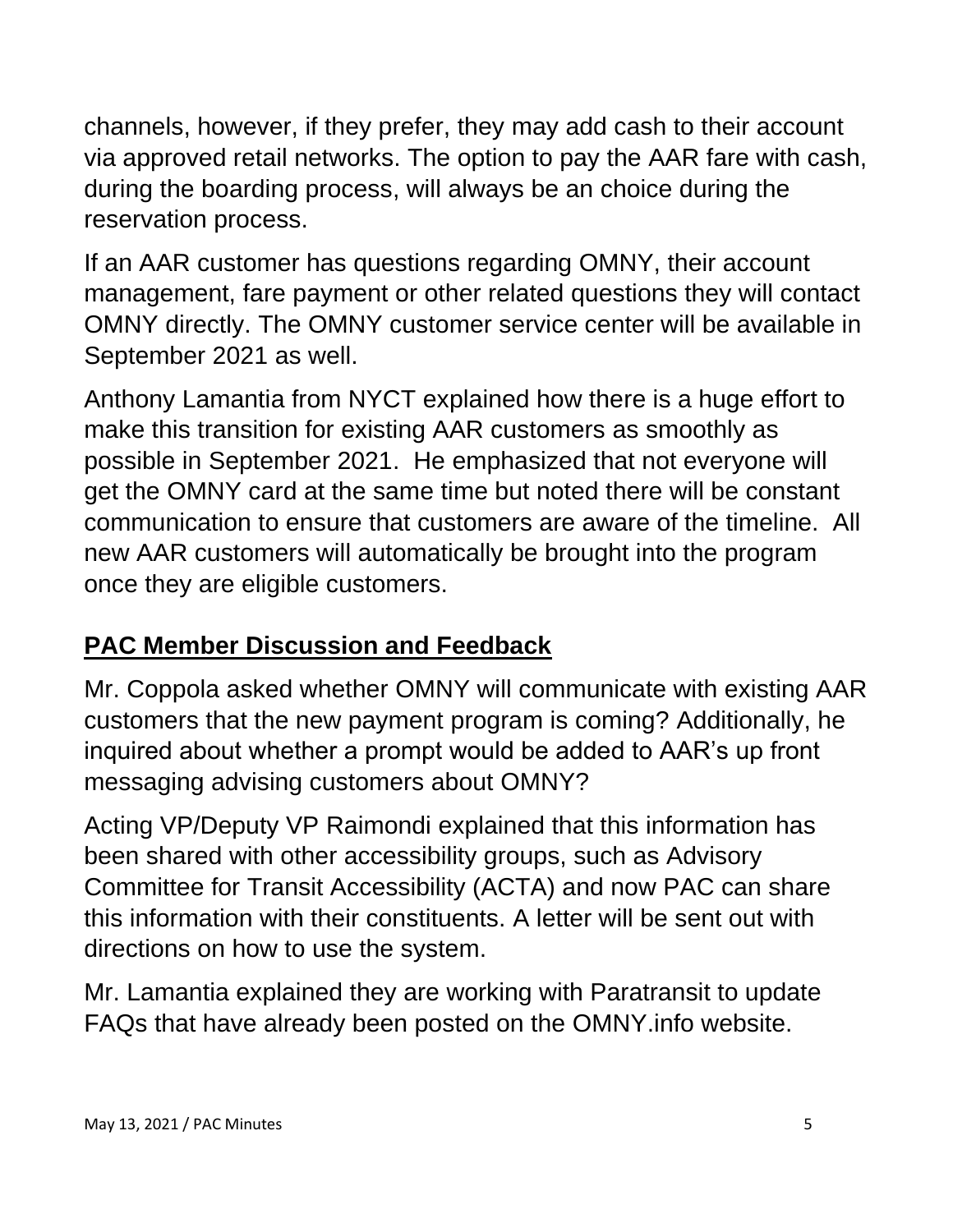channels, however, if they prefer, they may add cash to their account via approved retail networks. The option to pay the AAR fare with cash, during the boarding process, will always be an choice during the reservation process.

If an AAR customer has questions regarding OMNY, their account management, fare payment or other related questions they will contact OMNY directly. The OMNY customer service center will be available in September 2021 as well.

Anthony Lamantia from NYCT explained how there is a huge effort to make this transition for existing AAR customers as smoothly as possible in September 2021. He emphasized that not everyone will get the OMNY card at the same time but noted there will be constant communication to ensure that customers are aware of the timeline. All new AAR customers will automatically be brought into the program once they are eligible customers.

## PAC Member Discussion and Feedback

Mr. Coppola asked whether OMNY will communicate with existing AAR customers that the new payment program is coming? Additionally, he inquired about whether a prompt would be added to AAR's up front messaging advising customers about OMNY?

Acting VP/Deputy VP Raimondi explained that this information has been shared with other accessibility groups, such as Advisory Committee for Transit Accessibility (ACTA) and now PAC can share this information with their constituents. A letter will be sent out with directions on how to use the system.

Mr. Lamantia explained they are working with Paratransit to update FAQs that have already been posted on the OMNY.info website.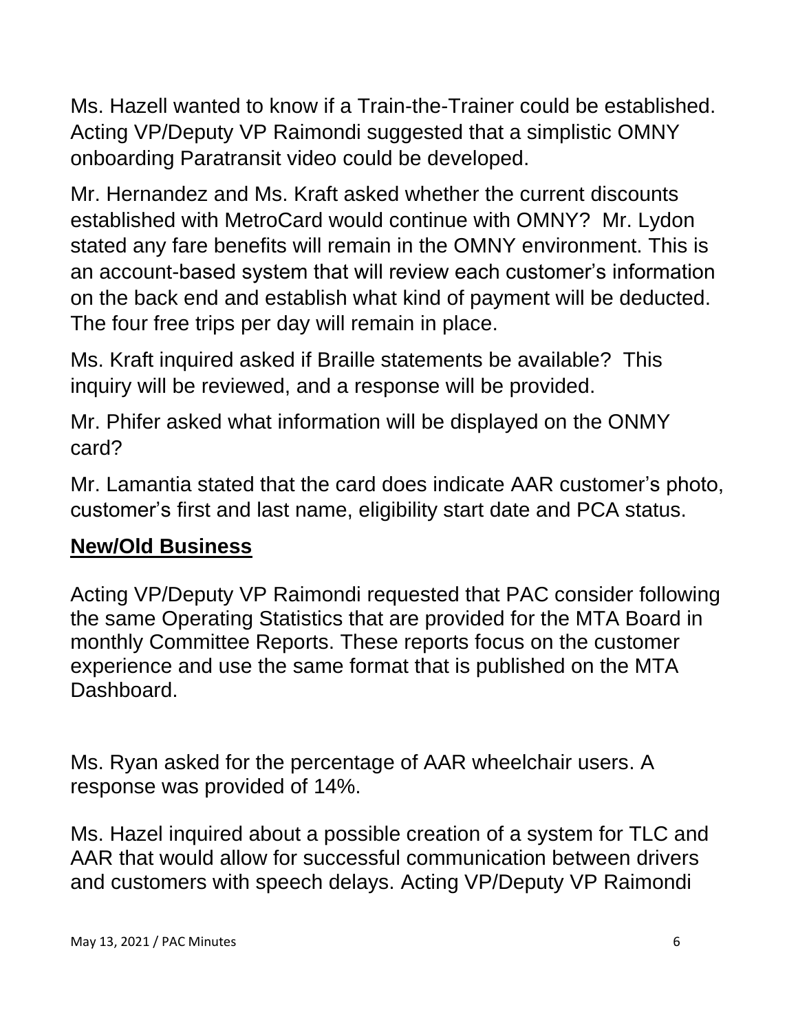Ms. Hazell wanted to know if a Train-the-Trainer could be established. Acting VP/Deputy VP Raimondi suggested that a simplistic OMNY onboarding Paratransit video could be developed.

Mr. Hernandez and Ms. Kraft asked whether the current discounts established with MetroCard would continue with OMNY? Mr. Lydon stated any fare benefits will remain in the OMNY environment. This is an account-based system that will review each customer's information on the back end and establish what kind of payment will be deducted. The four free trips per day will remain in place.

Ms. Kraft inquired asked if Braille statements be available? This inquiry will be reviewed, and a response will be provided.

Mr. Phifer asked what information will be displayed on the ONMY card?

Mr. Lamantia stated that the card does indicate AAR customer's photo, customer's first and last name, eligibility start date and PCA status.

## **New/Old Business**

Acting VP/Deputy VP Raimondi requested that PAC consider following the same Operating Statistics that are provided for the MTA Board in monthly Committee Reports. These reports focus on the customer experience and use the same format that is published on the MTA Dashboard.

Ms. Ryan asked for the percentage of AAR wheelchair users. A response was provided of 14%.

Ms. Hazel inquired about a possible creation of a system for TLC and AAR that would allow for successful communication between drivers and customers with speech delays. Acting VP/Deputy VP Raimondi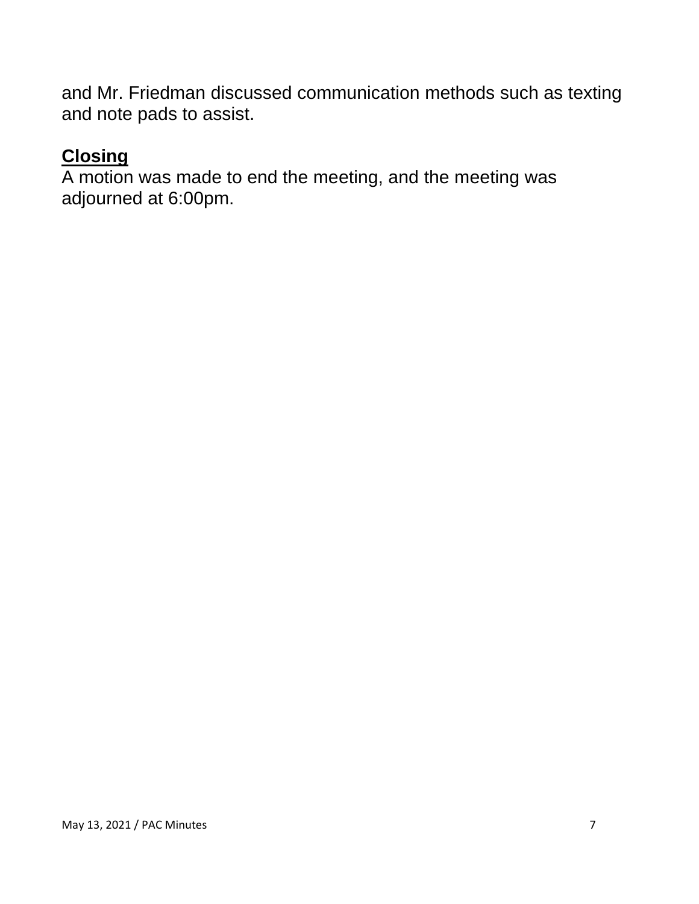and Mr. Friedman discussed communication methods such as texting and note pads to assist.

## **Closing**

A motion was made to end the meeting, and the meeting was adjourned at 6:00pm.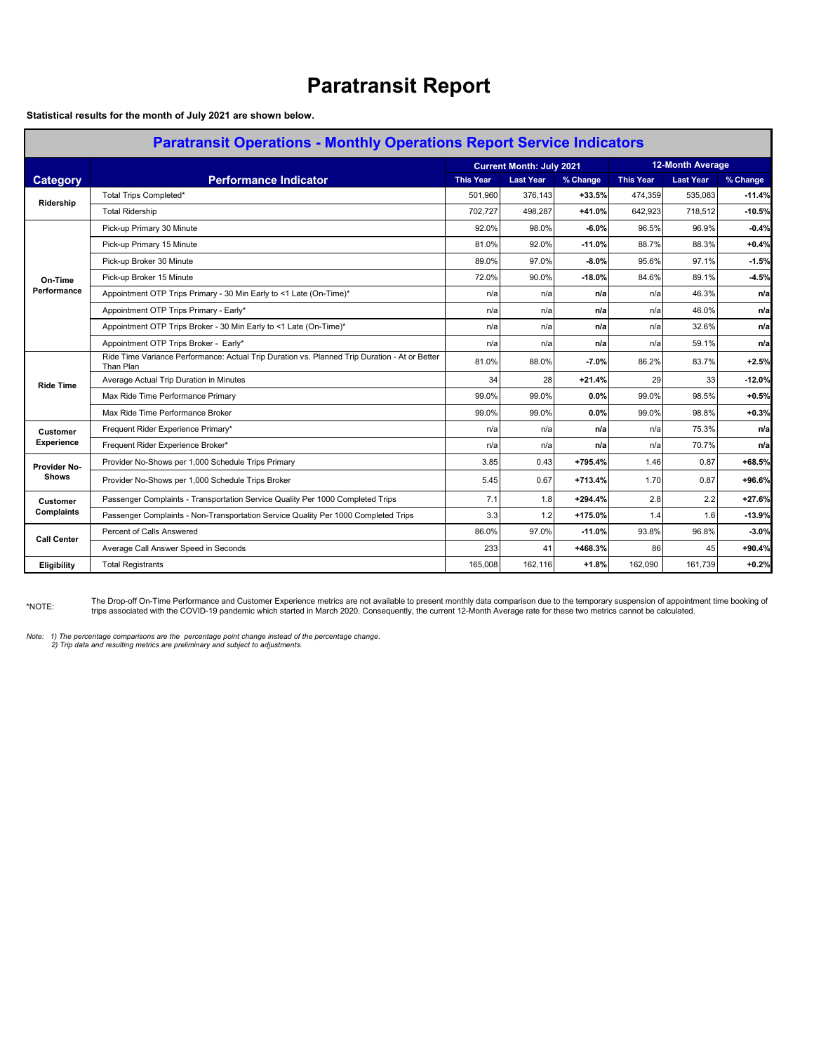# Paratransit Report

**Statistical results for the month of July 2021 are shown below.**

## Paratransit Operations - Monthly Operations Report Service Indicators

| Category | Performance Indicator | Current Month: July 2021 | | | 12-Month Average | | |
|---|---|---|---|---|---|---|---|
| | | This Year | Last Year | % Change | This Year | Last Year | % Change |
| Ridership | Total Trips Completed* | 501,960 | 376,143 | +33.5% | 474,359 | 535,083 | -11.4% |
| | Total Ridership | 702,727 | 498,287 | +41.0% | 642,923 | 718,512 | -10.5% |
| On-Time Performance | Pick-up Primary 30 Minute | 92.0% | 98.0% | -6.0% | 96.5% | 96.9% | -0.4% |
| | Pick-up Primary 15 Minute | 81.0% | 92.0% | -11.0% | 88.7% | 88.3% | +0.4% |
| | Pick-up Broker 30 Minute | 89.0% | 97.0% | -8.0% | 95.6% | 97.1% | -1.5% |
| | Pick-up Broker 15 Minute | 72.0% | 90.0% | -18.0% | 84.6% | 89.1% | -4.5% |
| | Appointment OTP Trips Primary - 30 Min Early to <1 Late (On-Time)* | n/a | n/a | n/a | n/a | 46.3% | n/a |
| | Appointment OTP Trips Primary - Early* | n/a | n/a | n/a | n/a | 46.0% | n/a |
| | Appointment OTP Trips Broker - 30 Min Early to <1 Late (On-Time)* | n/a | n/a | n/a | n/a | 32.6% | n/a |
| | Appointment OTP Trips Broker - Early* | n/a | n/a | n/a | n/a | 59.1% | n/a |
| Ride Time | Ride Time Variance Performance: Actual Trip Duration vs. Planned Trip Duration - At or Better Than Plan | 81.0% | 88.0% | -7.0% | 86.2% | 83.7% | +2.5% |
| | Average Actual Trip Duration in Minutes | 34 | 28 | +21.4% | 29 | 33 | -12.0% |
| | Max Ride Time Performance Primary | 99.0% | 99.0% | 0.0% | 99.0% | 98.5% | +0.5% |
| | Max Ride Time Performance Broker | 99.0% | 99.0% | 0.0% | 99.0% | 98.8% | +0.3% |
| Customer Experience | Frequent Rider Experience Primary* | n/a | n/a | n/a | n/a | 75.3% | n/a |
| | Frequent Rider Experience Broker* | n/a | n/a | n/a | n/a | 70.7% | n/a |
| Provider No-Shows | Provider No-Shows per 1,000 Schedule Trips Primary | 3.85 | 0.43 | +795.4% | 1.46 | 0.87 | +68.5% |
| | Provider No-Shows per 1,000 Schedule Trips Broker | 5.45 | 0.67 | +713.4% | 1.70 | 0.87 | +96.6% |
| Customer Complaints | Passenger Complaints - Transportation Service Quality Per 1000 Completed Trips | 7.1 | 1.8 | +294.4% | 2.8 | 2.2 | +27.6% |
| | Passenger Complaints - Non-Transportation Service Quality Per 1000 Completed Trips | 3.3 | 1.2 | +175.0% | 1.4 | 1.6 | -13.9% |
| Call Center | Percent of Calls Answered | 86.0% | 97.0% | -11.0% | 93.8% | 96.8% | -3.0% |
| | Average Call Answer Speed in Seconds | 233 | 41 | +468.3% | 86 | 45 | +90.4% |
| Eligibility | Total Registrants | 165,008 | 162,116 | +1.8% | 162,090 | 161,739 | +0.2% |

*NOTE: The Drop-off On-Time Performance and Customer Experience metrics are not available to present monthly data comparison due to the temporary suspension of appointment time booking of trips associated with the COVID-19 pandemic which started in March 2020. Consequently, the current 12-Month Average rate for these two metrics cannot be calculated.

*Note: 1) The percentage comparisons are the percentage point change instead of the percentage change.*
*2) Trip data and resulting metrics are preliminary and subject to adjustments.*